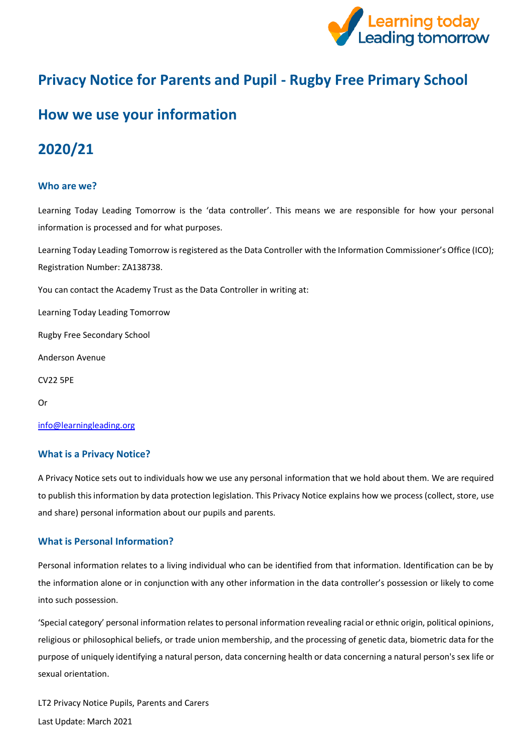# Privacy Notice for Parents and Pupil - Rugby Free Primary School

# How we use your information

# 2020/21

### Who are we?

Learning Today Leading Tomorrow is the 'data controller'. This means we are responsible for how your personal information is processed and for what purposes.

Learning Today Leading Tomorrow is registered as the Data Controller with the Information Commissioner's Office (ICO); Registration Number: ZA138738.

You can contact the Academy Trust as the Data Controller in writing at:

Learning Today Leading Tomorrow

Rugby Free Secondary School

Anderson Avenue

CV22 5PE

Or

info@learningleading.org

### What is a Privacy Notice?

A Privacy Notice sets out to individuals how we use any personal information that we hold about them. We are required to publish this information by data protection legislation. This Privacy Notice explains how we process (collect, store, use and share) personal information about our pupils and parents.

### What is Personal Information?

Personal information relates to a living individual who can be identified from that information. Identification can be by the information alone or in conjunction with any other information in the data controller's possession or likely to come into such possession.

'Special category' personal information relates to personal information revealing racial or ethnic origin, political opinions, religious or philosophical beliefs, or trade union membership, and the processing of genetic data, biometric data for the purpose of uniquely identifying a natural person, data concerning health or data concerning a natural person's sex life or sexual orientation.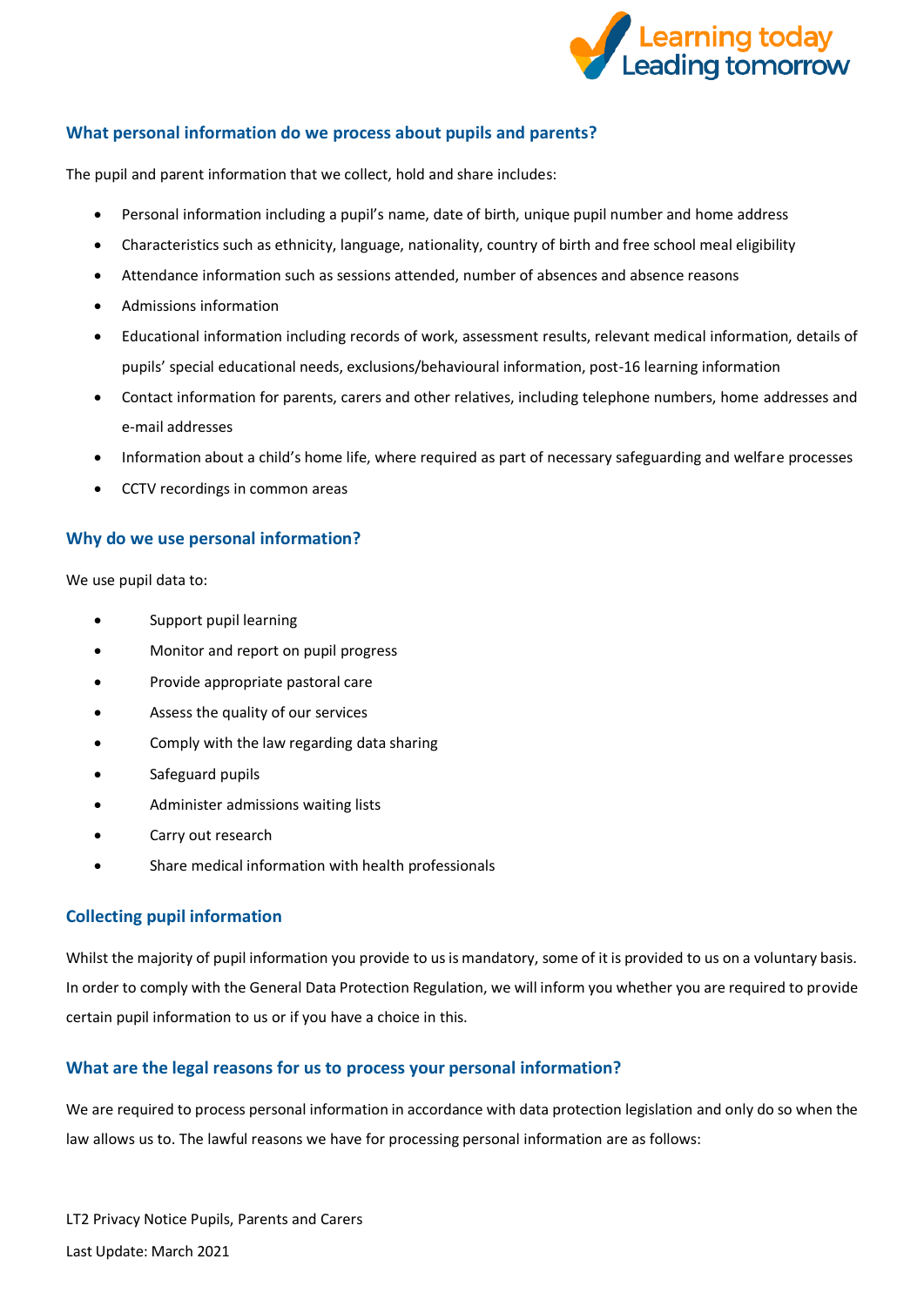## What personal information do we process about pupils and parents?

The pupil and parent information that we collect, hold and share includes:

- Personal information including a pupil's name, date of birth, unique pupil number and home address
- Characteristics such as ethnicity, language, nationality, country of birth and free school meal eligibility
- Attendance information such as sessions attended, number of absences and absence reasons
- Admissions information
- Educational information including records of work, assessment results, relevant medical information, details of pupils' special educational needs, exclusions/behavioural information, post-16 learning information
- Contact information for parents, carers and other relatives, including telephone numbers, home addresses and e-mail addresses
- Information about a child's home life, where required as part of necessary safeguarding and welfare processes
- CCTV recordings in common areas

## Why do we use personal information?

We use pupil data to:

- Support pupil learning
- Monitor and report on pupil progress
- Provide appropriate pastoral care
- Assess the quality of our services
- Comply with the law regarding data sharing
- Safeguard pupils
- Administer admissions waiting lists
- Carry out research
- Share medical information with health professionals

## Collecting pupil information

Whilst the majority of pupil information you provide to us is mandatory, some of it is provided to us on a voluntary basis. In order to comply with the General Data Protection Regulation, we will inform you whether you are required to provide certain pupil information to us or if you have a choice in this.

## What are the legal reasons for us to process your personal information?

We are required to process personal information in accordance with data protection legislation and only do so when the law allows us to. The lawful reasons we have for processing personal information are as follows: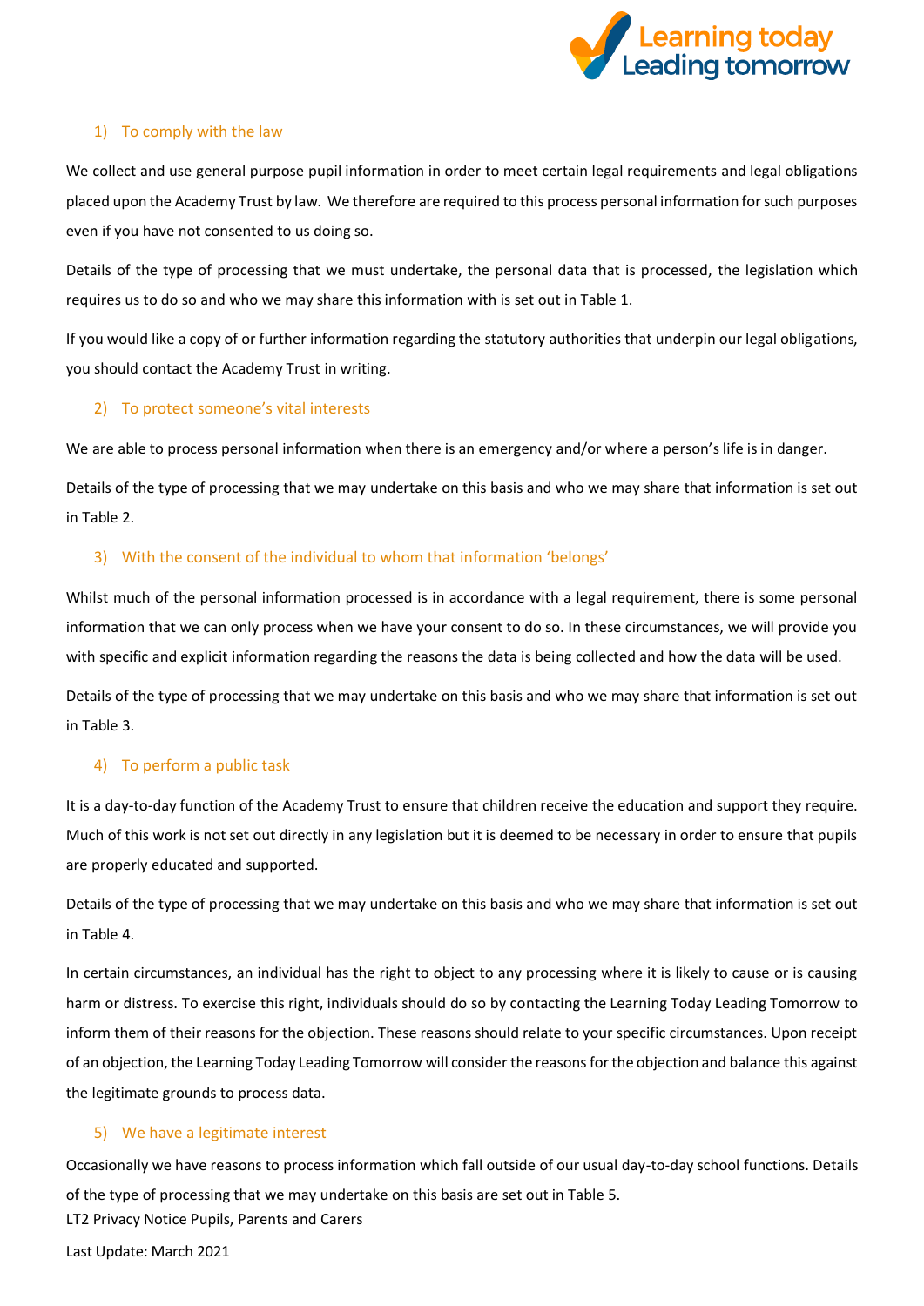1) To comply with the law

We collect and use general purpose pupil information in order to meet certain legal requirements and legal obligations placed upon the Academy Trust by law. We therefore are required to this process personal information for such purposes even if you have not consented to us doing so.

Details of the type of processing that we must undertake, the personal data that is processed, the legislation which requires us to do so and who we may share this information with is set out in Table 1.

If you would like a copy of or further information regarding the statutory authorities that underpin our legal obligations, you should contact the Academy Trust in writing.

2) To protect someone's vital interests

We are able to process personal information when there is an emergency and/or where a person's life is in danger.

Details of the type of processing that we may undertake on this basis and who we may share that information is set out in Table 2.

3) With the consent of the individual to whom that information 'belongs'

Whilst much of the personal information processed is in accordance with a legal requirement, there is some personal information that we can only process when we have your consent to do so. In these circumstances, we will provide you with specific and explicit information regarding the reasons the data is being collected and how the data will be used.

Details of the type of processing that we may undertake on this basis and who we may share that information is set out in Table 3.

4) To perform a public task

It is a day-to-day function of the Academy Trust to ensure that children receive the education and support they require. Much of this work is not set out directly in any legislation but it is deemed to be necessary in order to ensure that pupils are properly educated and supported.

Details of the type of processing that we may undertake on this basis and who we may share that information is set out in Table 4.

In certain circumstances, an individual has the right to object to any processing where it is likely to cause or is causing harm or distress. To exercise this right, individuals should do so by contacting the Learning Today Leading Tomorrow to inform them of their reasons for the objection. These reasons should relate to your specific circumstances. Upon receipt of an objection, the Learning Today Leading Tomorrow will consider the reasons for the objection and balance this against the legitimate grounds to process data.

5) We have a legitimate interest

Occasionally we have reasons to process information which fall outside of our usual day-to-day school functions. Details of the type of processing that we may undertake on this basis are set out in Table 5.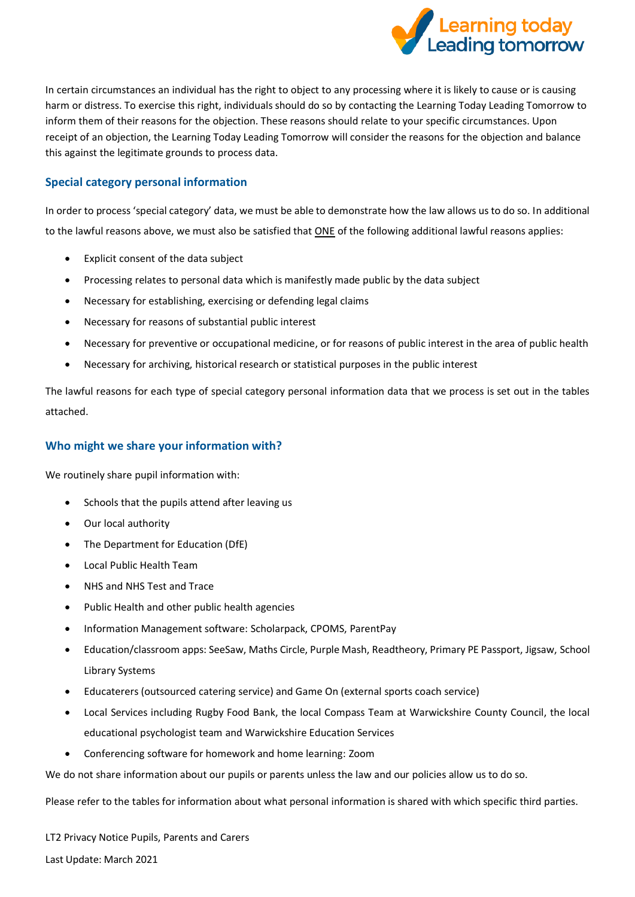In certain circumstances an individual has the right to object to any processing where it is likely to cause or is causing harm or distress. To exercise this right, individuals should do so by contacting the Learning Today Leading Tomorrow to inform them of their reasons for the objection. These reasons should relate to your specific circumstances. Upon receipt of an objection, the Learning Today Leading Tomorrow will consider the reasons for the objection and balance this against the legitimate grounds to process data.

## Special category personal information

In order to process 'special category' data, we must be able to demonstrate how the law allows us to do so. In additional to the lawful reasons above, we must also be satisfied that ONE of the following additional lawful reasons applies:

- Explicit consent of the data subject
- Processing relates to personal data which is manifestly made public by the data subject
- Necessary for establishing, exercising or defending legal claims
- Necessary for reasons of substantial public interest
- Necessary for preventive or occupational medicine, or for reasons of public interest in the area of public health
- Necessary for archiving, historical research or statistical purposes in the public interest

The lawful reasons for each type of special category personal information data that we process is set out in the tables attached.

## Who might we share your information with?

We routinely share pupil information with:

- Schools that the pupils attend after leaving us
- Our local authority
- The Department for Education (DfE)
- Local Public Health Team
- NHS and NHS Test and Trace
- Public Health and other public health agencies
- Information Management software: Scholarpack, CPOMS, ParentPay
- Education/classroom apps: SeeSaw, Maths Circle, Purple Mash, Readtheory, Primary PE Passport, Jigsaw, School Library Systems
- Educaterers (outsourced catering service) and Game On (external sports coach service)
- Local Services including Rugby Food Bank, the local Compass Team at Warwickshire County Council, the local educational psychologist team and Warwickshire Education Services
- Conferencing software for homework and home learning: Zoom

We do not share information about our pupils or parents unless the law and our policies allow us to do so.

Please refer to the tables for information about what personal information is shared with which specific third parties.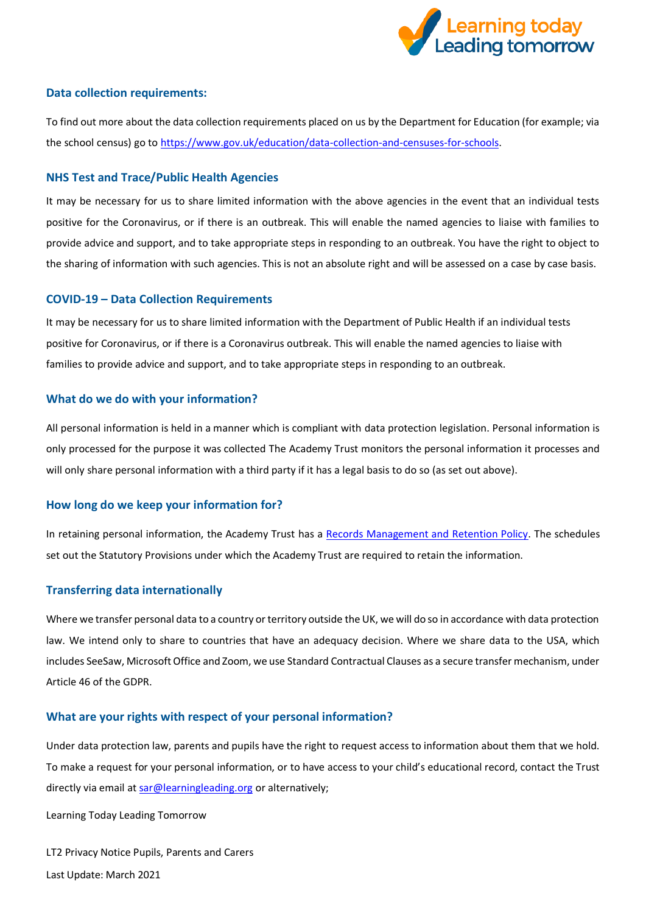### Data collection requirements:

To find out more about the data collection requirements placed on us by the Department for Education (for example; via the school census) go to [https://www.gov.uk/education/data-collection-and-censuses-for-schools](https://www.gov.uk/education/data-collection-and-censuses-for-schools).

### NHS Test and Trace/Public Health Agencies

It may be necessary for us to share limited information with the above agencies in the event that an individual tests positive for the Coronavirus, or if there is an outbreak. This will enable the named agencies to liaise with families to provide advice and support, and to take appropriate steps in responding to an outbreak. You have the right to object to the sharing of information with such agencies. This is not an absolute right and will be assessed on a case by case basis.

### COVID-19 – Data Collection Requirements

It may be necessary for us to share limited information with the Department of Public Health if an individual tests positive for Coronavirus, or if there is a Coronavirus outbreak. This will enable the named agencies to liaise with families to provide advice and support, and to take appropriate steps in responding to an outbreak.

### What do we do with your information?

All personal information is held in a manner which is compliant with data protection legislation. Personal information is only processed for the purpose it was collected The Academy Trust monitors the personal information it processes and will only share personal information with a third party if it has a legal basis to do so (as set out above).

### How long do we keep your information for?

In retaining personal information, the Academy Trust has a Records Management and Retention Policy. The schedules set out the Statutory Provisions under which the Academy Trust are required to retain the information.

### Transferring data internationally

Where we transfer personal data to a country or territory outside the UK, we will do so in accordance with data protection law. We intend only to share to countries that have an adequacy decision. Where we share data to the USA, which includes SeeSaw, Microsoft Office and Zoom, we use Standard Contractual Clauses as a secure transfer mechanism, under Article 46 of the GDPR.

### What are your rights with respect of your personal information?

Under data protection law, parents and pupils have the right to request access to information about them that we hold. To make a request for your personal information, or to have access to your child's educational record, contact the Trust directly via email at [sar@learningleading.org](mailto:sar@learningleading.org) or alternatively;

Learning Today Leading Tomorrow

LT2 Privacy Notice Pupils, Parents and Carers

Last Update: March 2021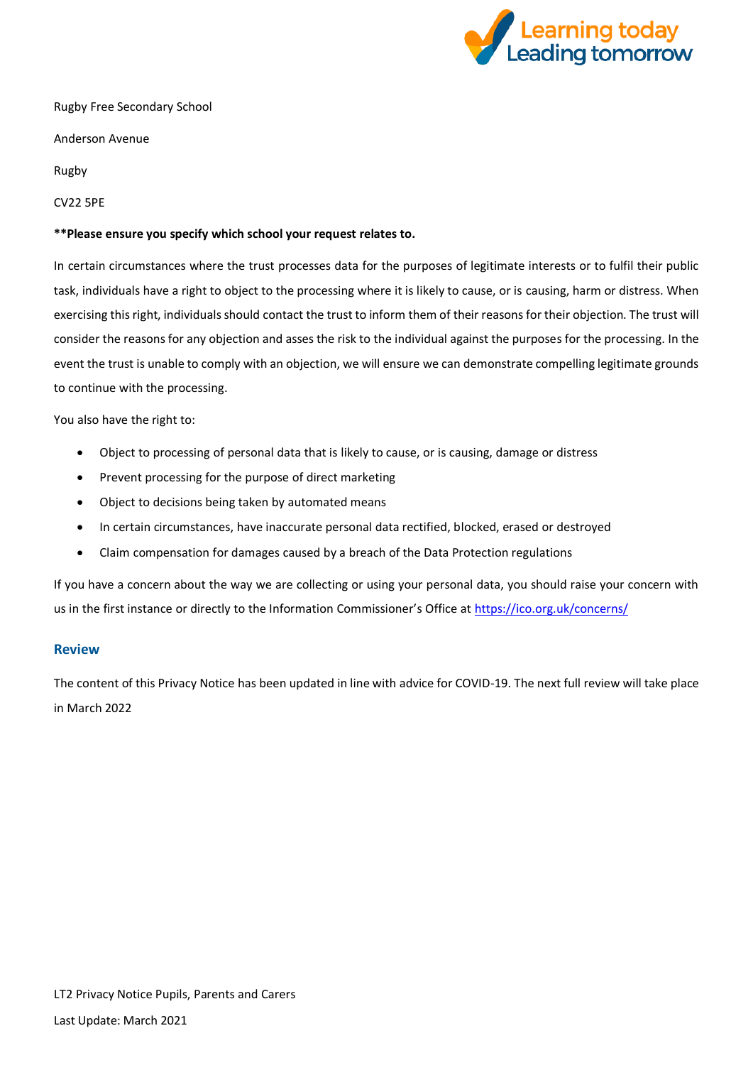Rugby Free Secondary School

Anderson Avenue

Rugby

CV22 5PE

**\*\*Please ensure you specify which school your request relates to.**

In certain circumstances where the trust processes data for the purposes of legitimate interests or to fulfil their public task, individuals have a right to object to the processing where it is likely to cause, or is causing, harm or distress. When exercising this right, individuals should contact the trust to inform them of their reasons for their objection. The trust will consider the reasons for any objection and asses the risk to the individual against the purposes for the processing. In the event the trust is unable to comply with an objection, we will ensure we can demonstrate compelling legitimate grounds to continue with the processing.

You also have the right to:

- Object to processing of personal data that is likely to cause, or is causing, damage or distress
- Prevent processing for the purpose of direct marketing
- Object to decisions being taken by automated means
- In certain circumstances, have inaccurate personal data rectified, blocked, erased or destroyed
- Claim compensation for damages caused by a breach of the Data Protection regulations

If you have a concern about the way we are collecting or using your personal data, you should raise your concern with us in the first instance or directly to the Information Commissioner's Office at [https://ico.org.uk/concerns/](https://ico.org.uk/concerns/)

## Review

The content of this Privacy Notice has been updated in line with advice for COVID-19. The next full review will take place in March 2022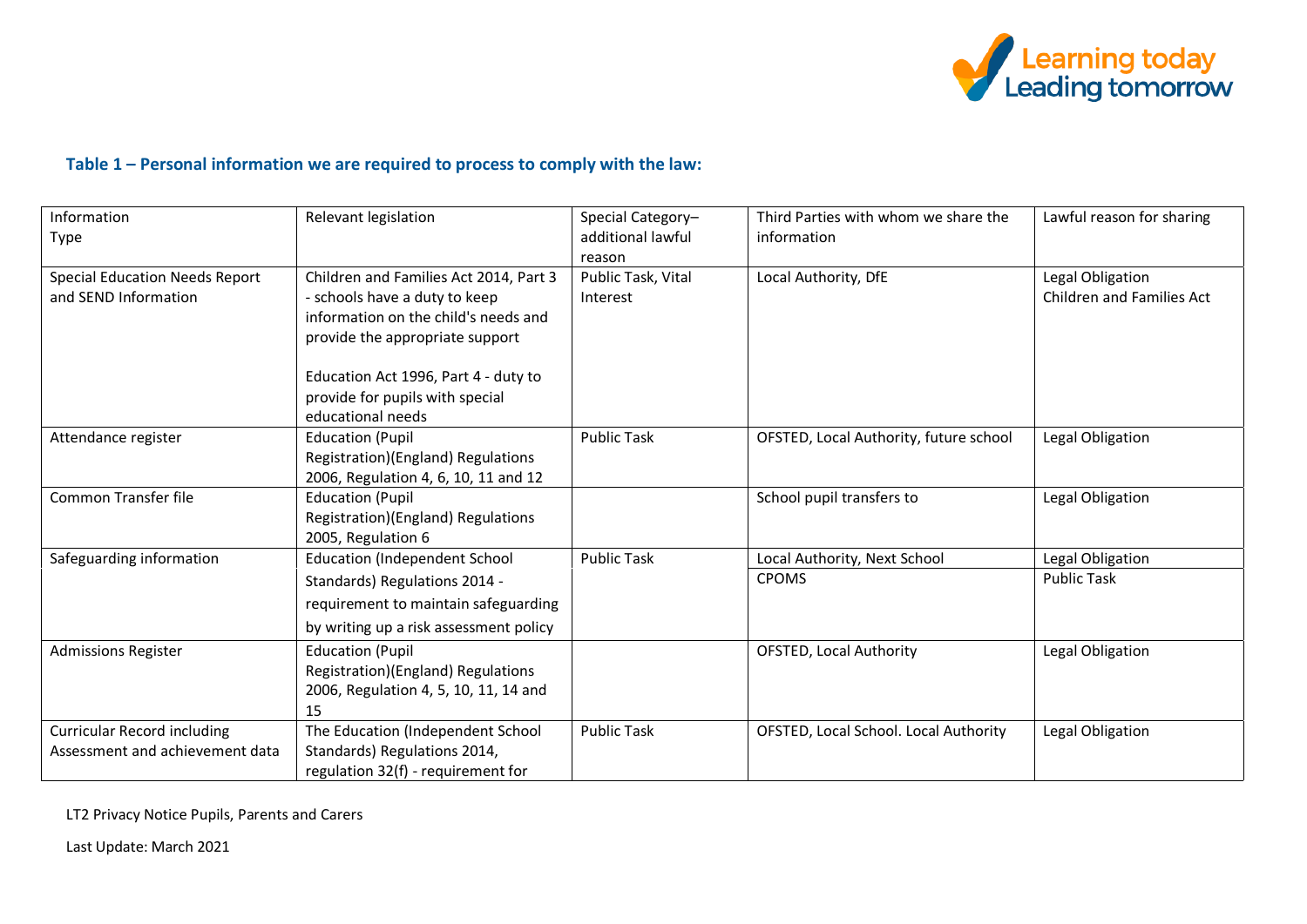### Table 1 – Personal information we are required to process to comply with the law:

| Information Type | Relevant legislation | Special Category– additional lawful reason | Third Parties with whom we share the information | Lawful reason for sharing |
|---|---|---|---|---|
| Special Education Needs Report and SEND Information | Children and Families Act 2014, Part 3 - schools have a duty to keep information on the child's needs and provide the appropriate support<br><br>Education Act 1996, Part 4 - duty to provide for pupils with special educational needs | Public Task, Vital Interest | Local Authority, DfE | Legal Obligation<br>Children and Families Act |
| Attendance register | Education (Pupil Registration)(England) Regulations 2006, Regulation 4, 6, 10, 11 and 12 | Public Task | OFSTED, Local Authority, future school | Legal Obligation |
| Common Transfer file | Education (Pupil Registration)(England) Regulations 2005, Regulation 6 | | School pupil transfers to | Legal Obligation |
| Safeguarding information | Education (Independent School Standards) Regulations 2014 - requirement to maintain safeguarding by writing up a risk assessment policy | Public Task | Local Authority, Next School | Legal Obligation |
| | | | CPOMS | Public Task |
| Admissions Register | Education (Pupil Registration)(England) Regulations 2006, Regulation 4, 5, 10, 11, 14 and 15 | | OFSTED, Local Authority | Legal Obligation |
| Curricular Record including Assessment and achievement data | The Education (Independent School Standards) Regulations 2014, regulation 32(f) - requirement for | Public Task | OFSTED, Local School. Local Authority | Legal Obligation |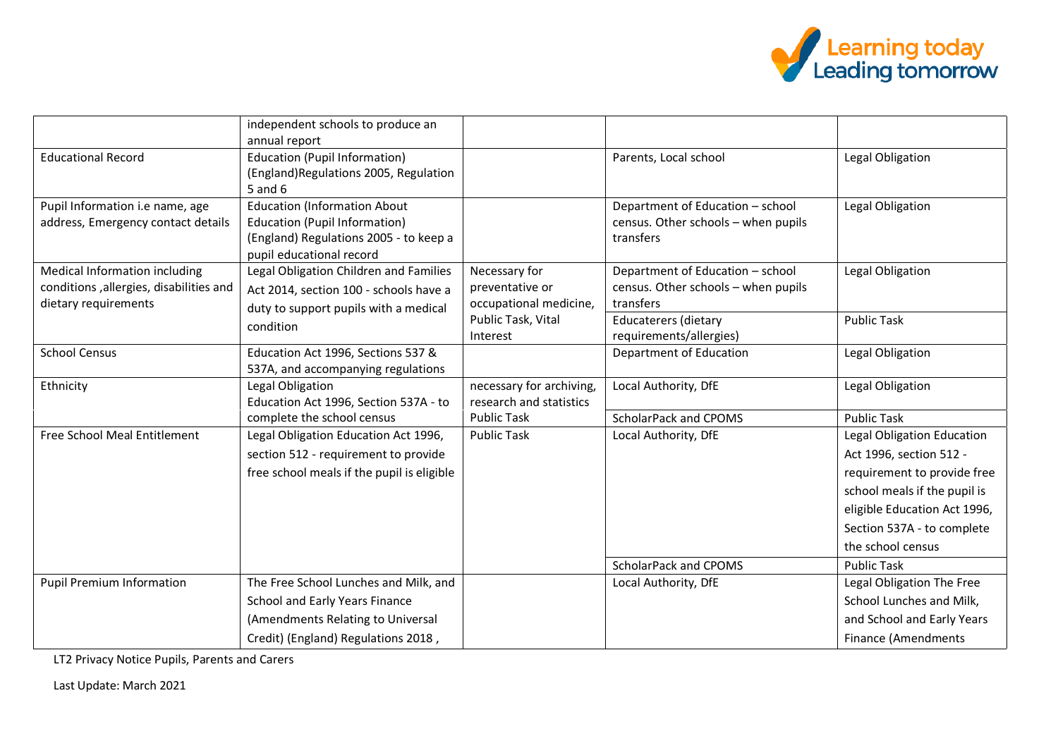| | | | | |
|---|---|---|---|---|
| | independent schools to produce an annual report | | | |
| Educational Record | Education (Pupil Information) (England)Regulations 2005, Regulation 5 and 6 | | Parents, Local school | Legal Obligation |
| Pupil Information i.e name, age address, Emergency contact details | Education (Information About Education (Pupil Information) (England) Regulations 2005 - to keep a pupil educational record | | Department of Education – school census. Other schools – when pupils transfers | Legal Obligation |
| Medical Information including conditions ,allergies, disabilities and dietary requirements | Legal Obligation Children and Families Act 2014, section 100 - schools have a duty to support pupils with a medical condition | Necessary for preventative or occupational medicine, Public Task, Vital Interest | Department of Education – school census. Other schools – when pupils transfers | Legal Obligation |
| | | | Educaterers (dietary requirements/allergies) | Public Task |
| School Census | Education Act 1996, Sections 537 & 537A, and accompanying regulations | | Department of Education | Legal Obligation |
| Ethnicity | Legal Obligation Education Act 1996, Section 537A - to complete the school census | necessary for archiving, research and statistics Public Task | Local Authority, DfE | Legal Obligation |
| | | | ScholarPack and CPOMS | Public Task |
| Free School Meal Entitlement | Legal Obligation Education Act 1996, section 512 - requirement to provide free school meals if the pupil is eligible | Public Task | Local Authority, DfE | Legal Obligation Education Act 1996, section 512 - requirement to provide free school meals if the pupil is eligible Education Act 1996, Section 537A - to complete the school census |
| | | | ScholarPack and CPOMS | Public Task |
| Pupil Premium Information | The Free School Lunches and Milk, and School and Early Years Finance (Amendments Relating to Universal Credit) (England) Regulations 2018 , | | Local Authority, DfE | Legal Obligation The Free School Lunches and Milk, and School and Early Years Finance (Amendments |

LT2 Privacy Notice Pupils, Parents and Carers

Last Update: March 2021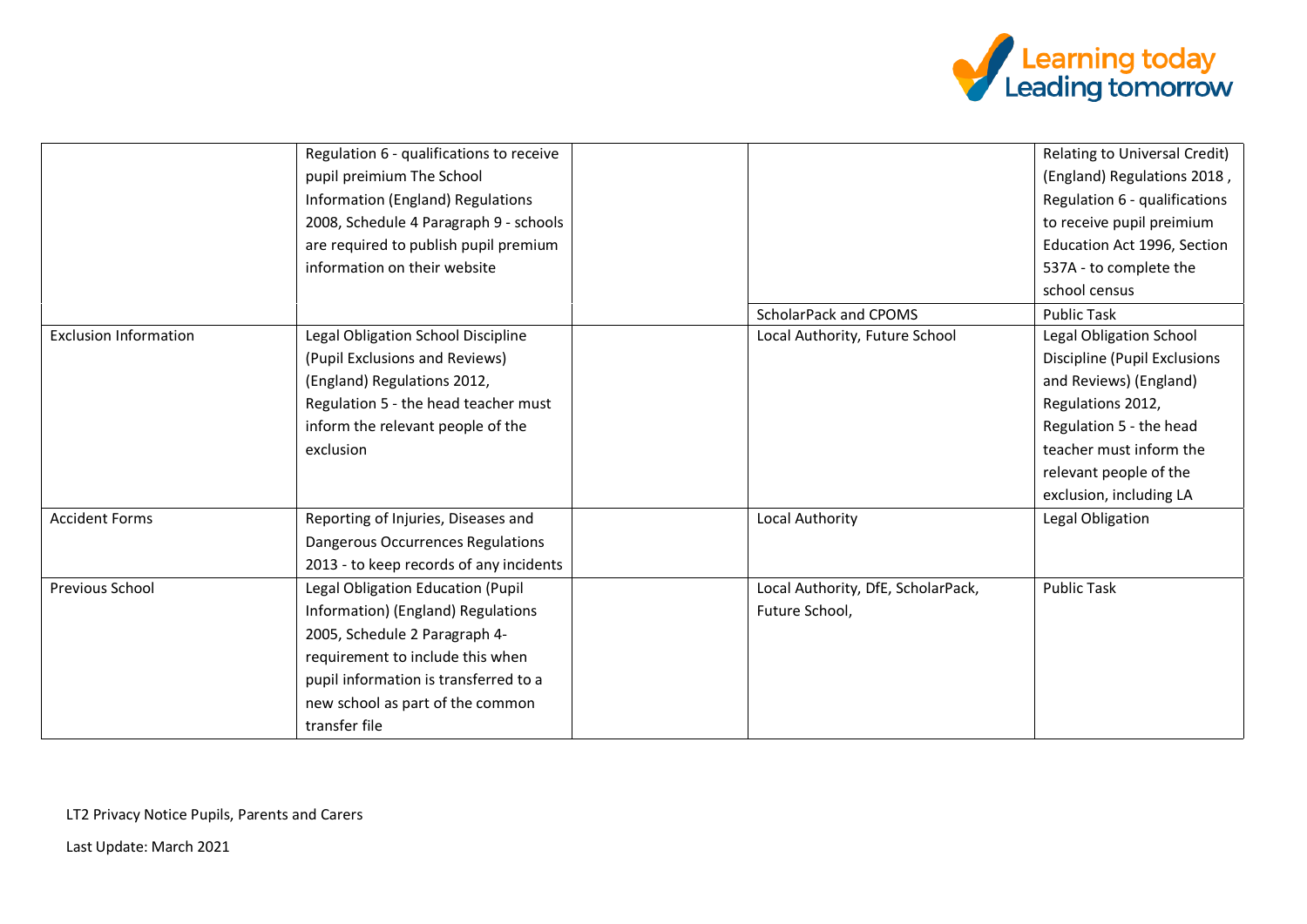| | | | | |
|---|---|---|---|---|
| | Regulation 6 - qualifications to receive pupil preimium The School Information (England) Regulations 2008, Schedule 4 Paragraph 9 - schools are required to publish pupil premium information on their website | | | Relating to Universal Credit) (England) Regulations 2018 , Regulation 6 - qualifications to receive pupil preimium Education Act 1996, Section 537A - to complete the school census |
| | | | ScholarPack and CPOMS | Public Task |
| Exclusion Information | Legal Obligation School Discipline (Pupil Exclusions and Reviews) (England) Regulations 2012, Regulation 5 - the head teacher must inform the relevant people of the exclusion | | Local Authority, Future School | Legal Obligation School Discipline (Pupil Exclusions and Reviews) (England) Regulations 2012, Regulation 5 - the head teacher must inform the relevant people of the exclusion, including LA |
| Accident Forms | Reporting of Injuries, Diseases and Dangerous Occurrences Regulations 2013 - to keep records of any incidents | | Local Authority | Legal Obligation |
| Previous School | Legal Obligation Education (Pupil Information) (England) Regulations 2005, Schedule 2 Paragraph 4- requirement to include this when pupil information is transferred to a new school as part of the common transfer file | | Local Authority, DfE, ScholarPack, Future School, | Public Task |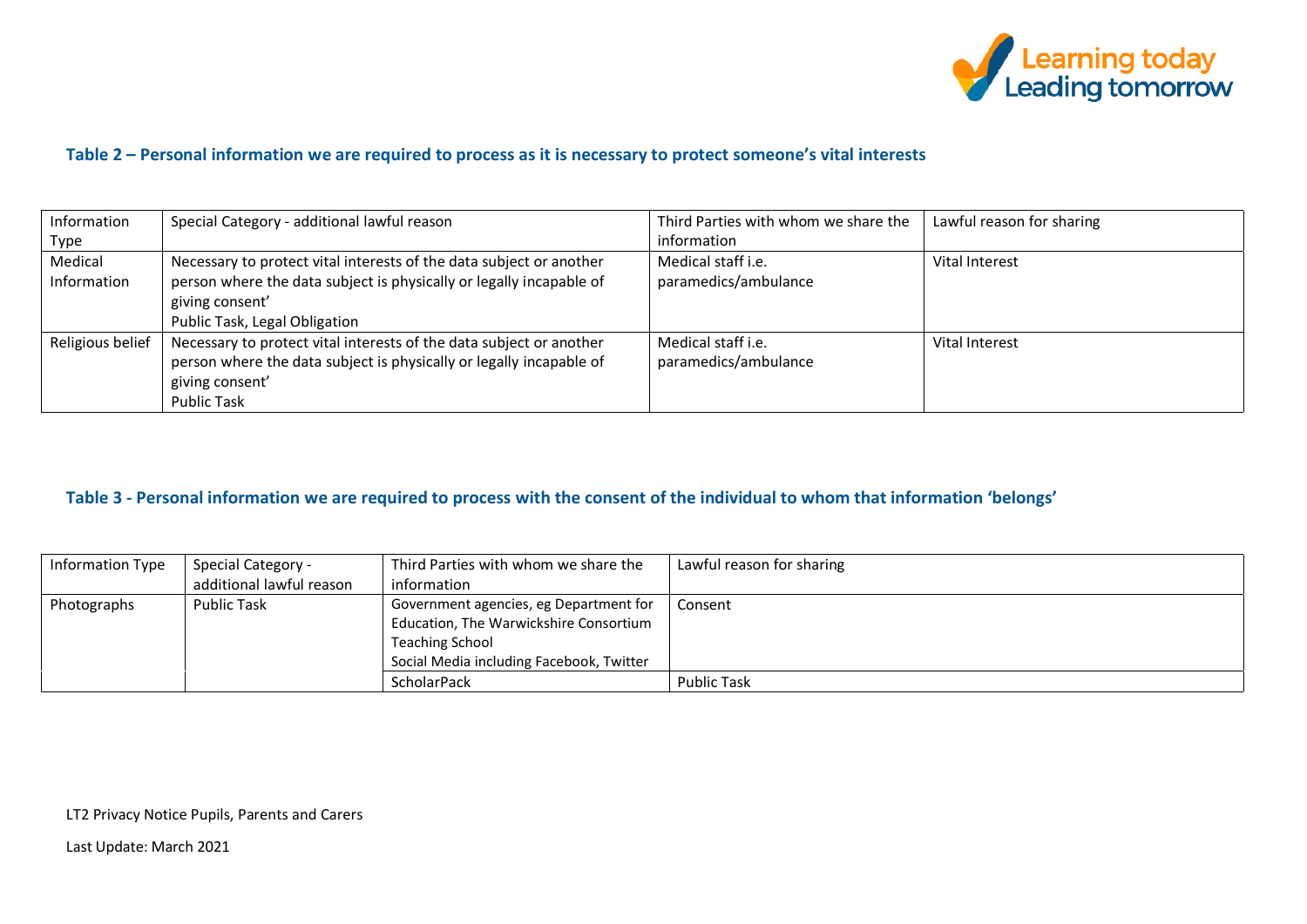### Table 2 – Personal information we are required to process as it is necessary to protect someone's vital interests

| Information Type | Special Category - additional lawful reason | Third Parties with whom we share the information | Lawful reason for sharing |
|---|---|---|---|
| Medical Information | Necessary to protect vital interests of the data subject or another person where the data subject is physically or legally incapable of giving consent'<br>Public Task, Legal Obligation | Medical staff i.e. paramedics/ambulance | Vital Interest |
| Religious belief | Necessary to protect vital interests of the data subject or another person where the data subject is physically or legally incapable of giving consent'<br>Public Task | Medical staff i.e. paramedics/ambulance | Vital Interest |

### Table 3 - Personal information we are required to process with the consent of the individual to whom that information 'belongs'

| Information Type | Special Category - additional lawful reason | Third Parties with whom we share the information | Lawful reason for sharing |
|---|---|---|---|
| Photographs | Public Task | Government agencies, eg Department for Education, The Warwickshire Consortium Teaching School<br>Social Media including Facebook, Twitter | Consent |
| | | ScholarPack | Public Task |

LT2 Privacy Notice Pupils, Parents and Carers

Last Update: March 2021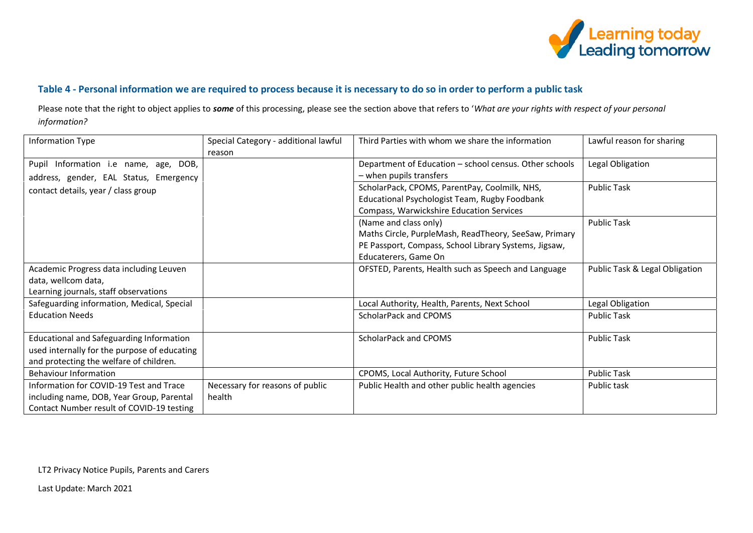### Table 4 - Personal information we are required to process because it is necessary to do so in order to perform a public task

Please note that the right to object applies to ***some*** of this processing, please see the section above that refers to '*What are your rights with respect of your personal information?*

| Information Type | Special Category - additional lawful reason | Third Parties with whom we share the information | Lawful reason for sharing |
|---|---|---|---|
| Pupil Information i.e name, age, DOB, address, gender, EAL Status, Emergency contact details, year / class group | | Department of Education – school census. Other schools – when pupils transfers | Legal Obligation |
| | | ScholarPack, CPOMS, ParentPay, Coolmilk, NHS, Educational Psychologist Team, Rugby Foodbank Compass, Warwickshire Education Services | Public Task |
| | | (Name and class only) Maths Circle, PurpleMash, ReadTheory, SeeSaw, Primary PE Passport, Compass, School Library Systems, Jigsaw, Educaterers, Game On | Public Task |
| Academic Progress data including Leuven data, wellcom data, Learning journals, staff observations | | OFSTED, Parents, Health such as Speech and Language | Public Task & Legal Obligation |
| Safeguarding information, Medical, Special Education Needs | | Local Authority, Health, Parents, Next School | Legal Obligation |
| | | ScholarPack and CPOMS | Public Task |
| Educational and Safeguarding Information used internally for the purpose of educating and protecting the welfare of children. | | ScholarPack and CPOMS | Public Task |
| Behaviour Information | | CPOMS, Local Authority, Future School | Public Task |
| Information for COVID-19 Test and Trace including name, DOB, Year Group, Parental Contact Number result of COVID-19 testing | Necessary for reasons of public health | Public Health and other public health agencies | Public task |

LT2 Privacy Notice Pupils, Parents and Carers

Last Update: March 2021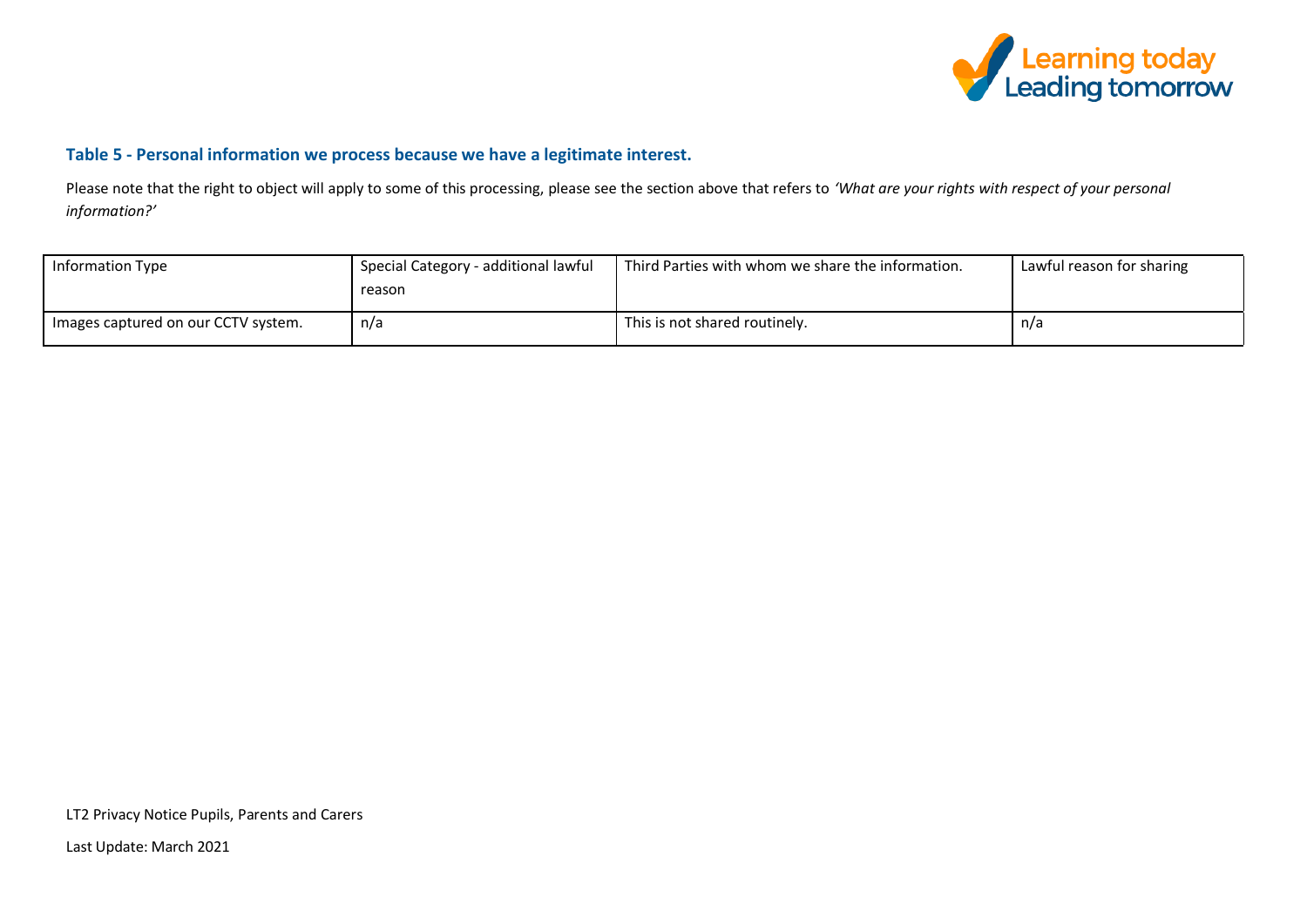### Table 5 - Personal information we process because we have a legitimate interest.

Please note that the right to object will apply to some of this processing, please see the section above that refers to *'What are your rights with respect of your personal information?'*

| Information Type | Special Category - additional lawful reason | Third Parties with whom we share the information. | Lawful reason for sharing |
|---|---|---|---|
| Images captured on our CCTV system. | n/a | This is not shared routinely. | n/a |